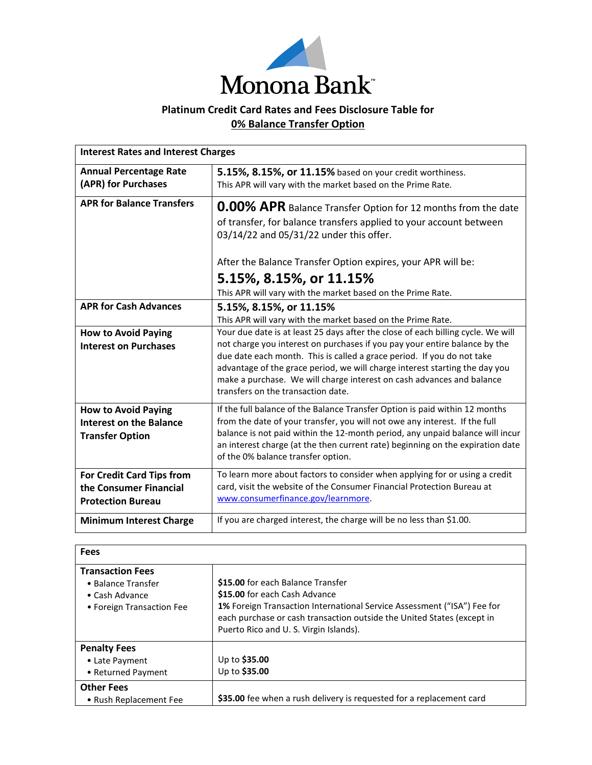# Monona Bank™

## Platinum Credit Card Rates and Fees Disclosure Table for 0% Balance Transfer Option

| Interest Rates and Interest Charges | |
|---|---|
| **Annual Percentage Rate (APR) for Purchases** | **5.15%, 8.15%, or 11.15%** based on your credit worthiness.<br>This APR will vary with the market based on the Prime Rate. |
| **APR for Balance Transfers** | **0.00% APR** Balance Transfer Option for 12 months from the date of transfer, for balance transfers applied to your account between 03/14/22 and 05/31/22 under this offer.<br><br>After the Balance Transfer Option expires, your APR will be:<br>**5.15%, 8.15%, or 11.15%**<br>This APR will vary with the market based on the Prime Rate. |
| **APR for Cash Advances** | **5.15%, 8.15%, or 11.15%**<br>This APR will vary with the market based on the Prime Rate. |
| **How to Avoid Paying Interest on Purchases** | Your due date is at least 25 days after the close of each billing cycle. We will not charge you interest on purchases if you pay your entire balance by the due date each month. This is called a grace period. If you do not take advantage of the grace period, we will charge interest starting the day you make a purchase. We will charge interest on cash advances and balance transfers on the transaction date. |
| **How to Avoid Paying Interest on the Balance Transfer Option** | If the full balance of the Balance Transfer Option is paid within 12 months from the date of your transfer, you will not owe any interest. If the full balance is not paid within the 12-month period, any unpaid balance will incur an interest charge (at the then current rate) beginning on the expiration date of the 0% balance transfer option. |
| **For Credit Card Tips from the Consumer Financial Protection Bureau** | To learn more about factors to consider when applying for or using a credit card, visit the website of the Consumer Financial Protection Bureau at www.consumerfinance.gov/learnmore. |
| **Minimum Interest Charge** | If you are charged interest, the charge will be no less than $1.00. |

| Fees | |
|---|---|
| **Transaction Fees**<br>• Balance Transfer<br>• Cash Advance<br>• Foreign Transaction Fee | **$15.00** for each Balance Transfer<br>**$15.00** for each Cash Advance<br>**1%** Foreign Transaction International Service Assessment ("ISA") Fee for each purchase or cash transaction outside the United States (except in Puerto Rico and U. S. Virgin Islands). |
| **Penalty Fees**<br>• Late Payment<br>• Returned Payment | Up to **$35.00**<br>Up to **$35.00** |
| **Other Fees**<br>• Rush Replacement Fee | **$35.00** fee when a rush delivery is requested for a replacement card |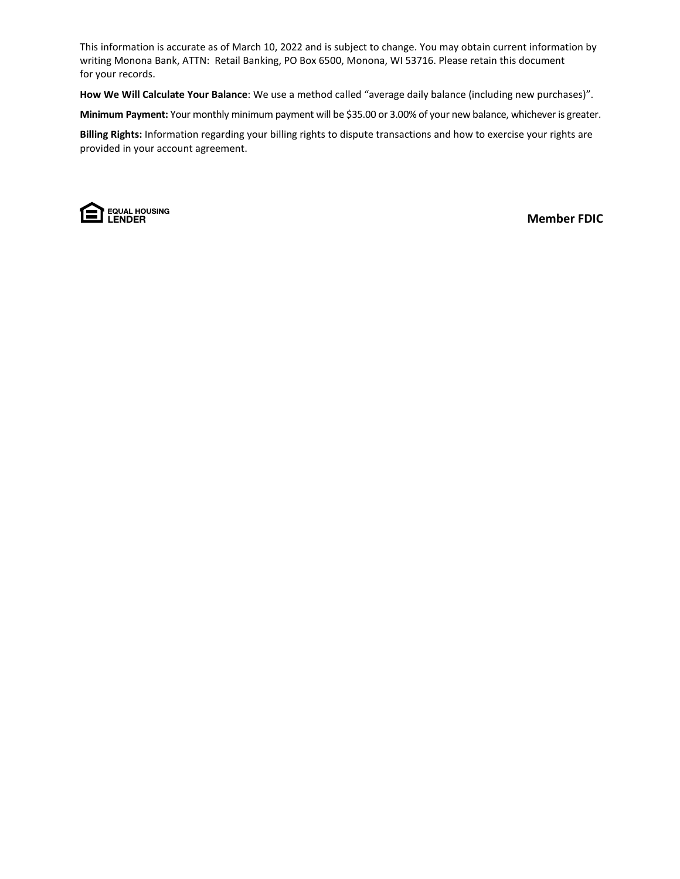This information is accurate as of March 10, 2022 and is subject to change. You may obtain current information by writing Monona Bank, ATTN: Retail Banking, PO Box 6500, Monona, WI 53716. Please retain this document for your records.

**How We Will Calculate Your Balance**: We use a method called "average daily balance (including new purchases)".

**Minimum Payment:** Your monthly minimum payment will be $35.00 or 3.00% of your new balance, whichever is greater.

**Billing Rights:** Information regarding your billing rights to dispute transactions and how to exercise your rights are provided in your account agreement.

EQUAL HOUSING LENDER

**Member FDIC**